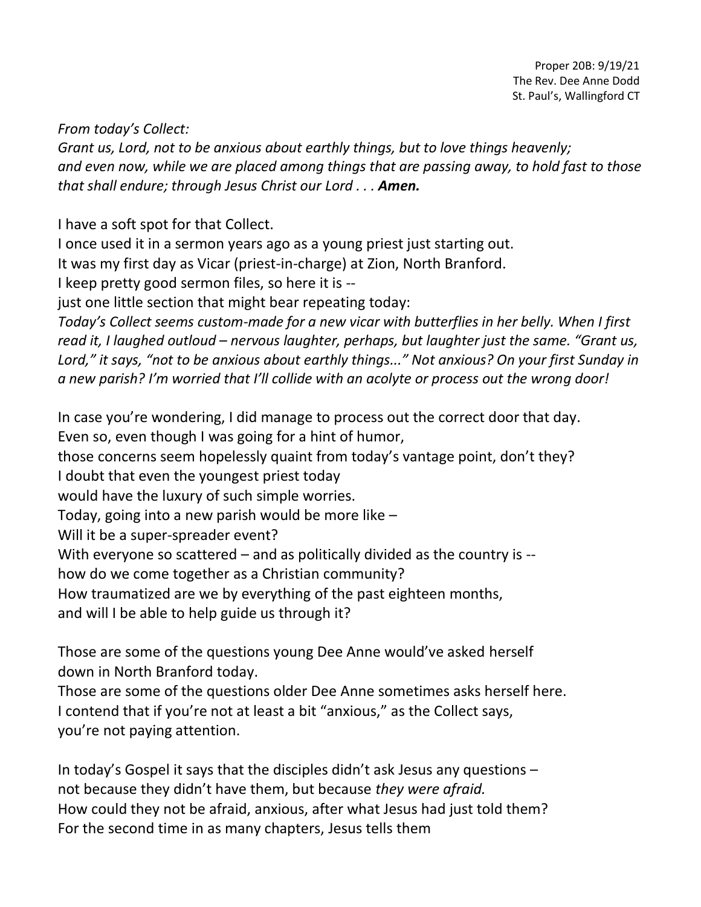Proper 20B: 9/19/21
The Rev. Dee Anne Dodd
St. Paul's, Wallingford CT

*From today's Collect:*
*Grant us, Lord, not to be anxious about earthly things, but to love things heavenly; and even now, while we are placed among things that are passing away, to hold fast to those that shall endure; through Jesus Christ our Lord . . .* ***Amen.***

I have a soft spot for that Collect.
I once used it in a sermon years ago as a young priest just starting out.
It was my first day as Vicar (priest-in-charge) at Zion, North Branford.
I keep pretty good sermon files, so here it is --
just one little section that might bear repeating today:
*Today's Collect seems custom-made for a new vicar with butterflies in her belly. When I first read it, I laughed outloud – nervous laughter, perhaps, but laughter just the same. "Grant us, Lord," it says, "not to be anxious about earthly things..." Not anxious? On your first Sunday in a new parish? I'm worried that I'll collide with an acolyte or process out the wrong door!*

In case you're wondering, I did manage to process out the correct door that day.
Even so, even though I was going for a hint of humor,
those concerns seem hopelessly quaint from today's vantage point, don't they?
I doubt that even the youngest priest today
would have the luxury of such simple worries.
Today, going into a new parish would be more like –
Will it be a super-spreader event?
With everyone so scattered – and as politically divided as the country is --
how do we come together as a Christian community?
How traumatized are we by everything of the past eighteen months,
and will I be able to help guide us through it?

Those are some of the questions young Dee Anne would've asked herself
down in North Branford today.
Those are some of the questions older Dee Anne sometimes asks herself here.
I contend that if you're not at least a bit "anxious," as the Collect says,
you're not paying attention.

In today's Gospel it says that the disciples didn't ask Jesus any questions –
not because they didn't have them, but because *they were afraid.*
How could they not be afraid, anxious, after what Jesus had just told them?
For the second time in as many chapters, Jesus tells them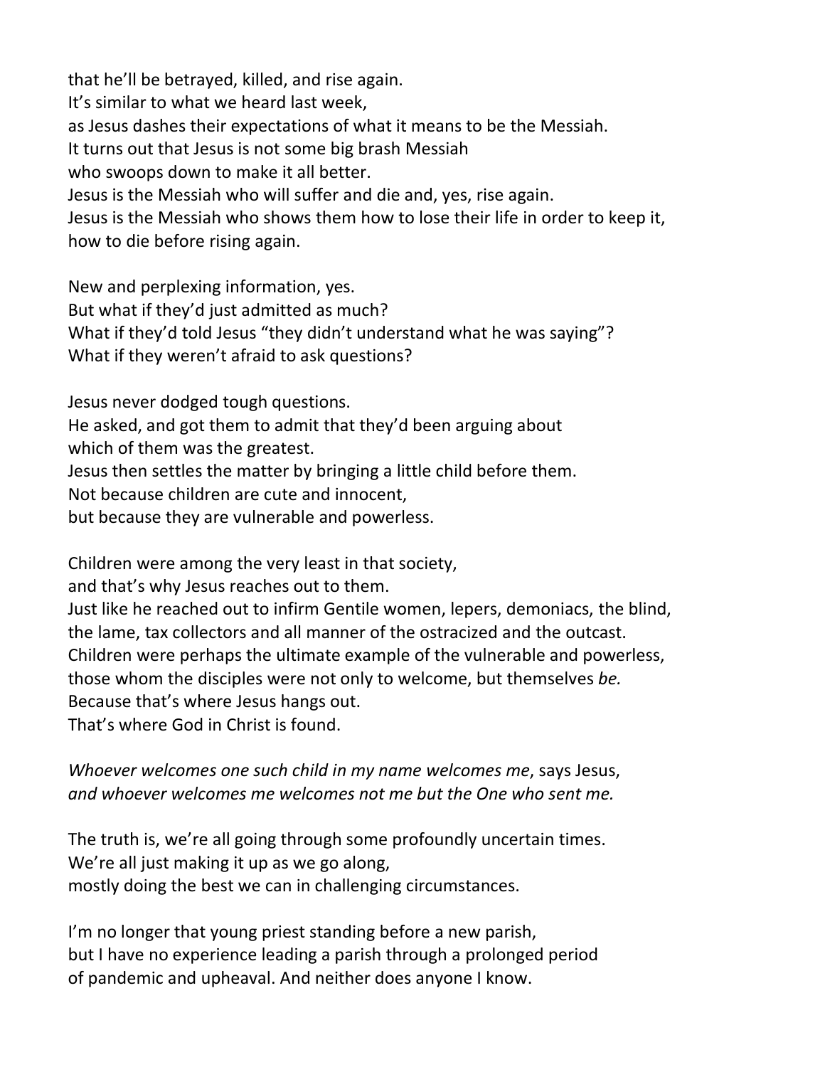that he’ll be betrayed, killed, and rise again.
It’s similar to what we heard last week,
as Jesus dashes their expectations of what it means to be the Messiah.
It turns out that Jesus is not some big brash Messiah
who swoops down to make it all better.
Jesus is the Messiah who will suffer and die and, yes, rise again.
Jesus is the Messiah who shows them how to lose their life in order to keep it,
how to die before rising again.

New and perplexing information, yes.
But what if they’d just admitted as much?
What if they’d told Jesus “they didn’t understand what he was saying”?
What if they weren’t afraid to ask questions?

Jesus never dodged tough questions.
He asked, and got them to admit that they’d been arguing about
which of them was the greatest.
Jesus then settles the matter by bringing a little child before them.
Not because children are cute and innocent,
but because they are vulnerable and powerless.

Children were among the very least in that society,
and that’s why Jesus reaches out to them.
Just like he reached out to infirm Gentile women, lepers, demoniacs, the blind,
the lame, tax collectors and all manner of the ostracized and the outcast.
Children were perhaps the ultimate example of the vulnerable and powerless,
those whom the disciples were not only to welcome, but themselves *be.*
Because that’s where Jesus hangs out.
That’s where God in Christ is found.

*Whoever welcomes one such child in my name welcomes me*, says Jesus,
*and whoever welcomes me welcomes not me but the One who sent me.*

The truth is, we’re all going through some profoundly uncertain times.
We’re all just making it up as we go along,
mostly doing the best we can in challenging circumstances.

I’m no longer that young priest standing before a new parish,
but I have no experience leading a parish through a prolonged period
of pandemic and upheaval. And neither does anyone I know.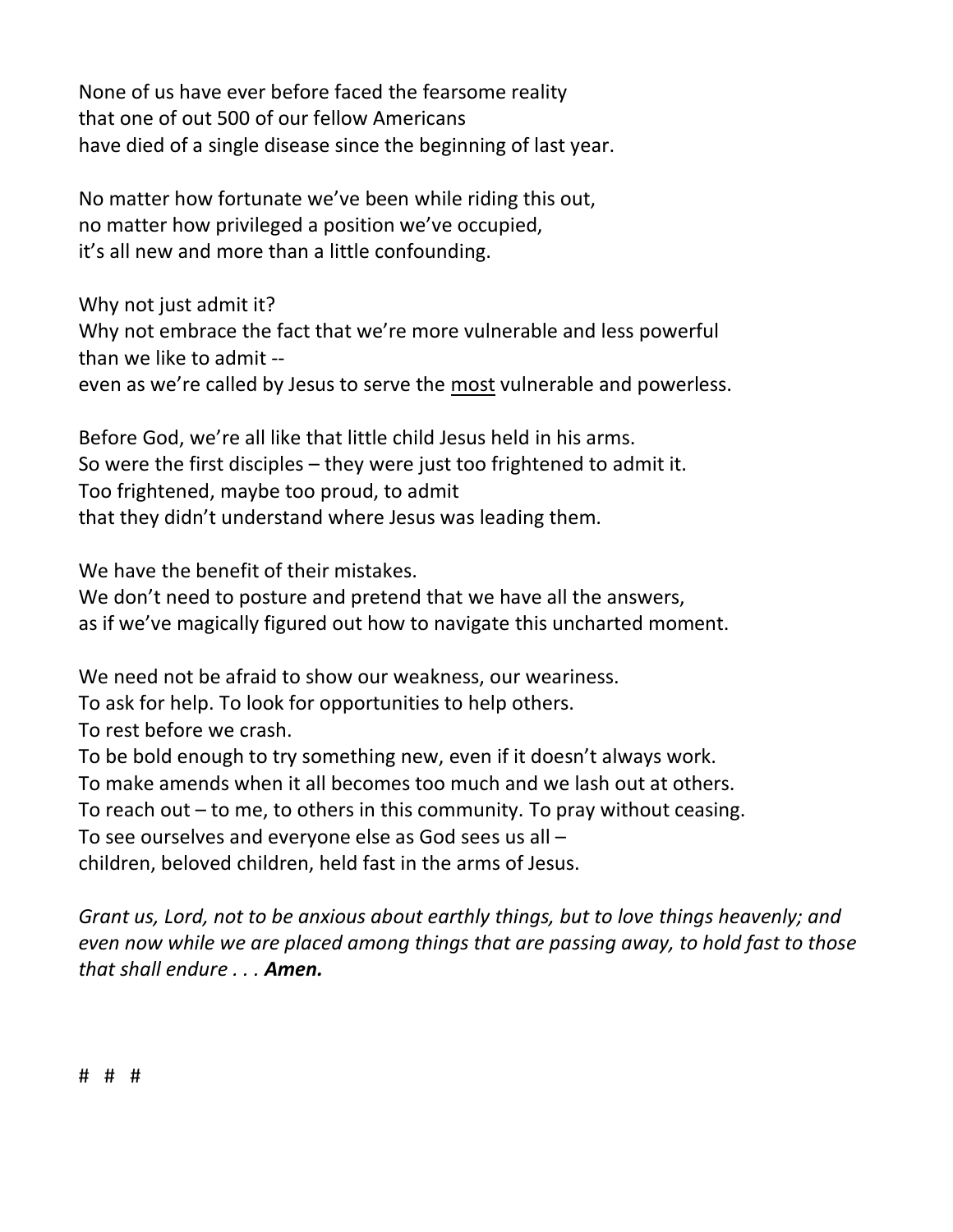None of us have ever before faced the fearsome reality
that one of out 500 of our fellow Americans
have died of a single disease since the beginning of last year.

No matter how fortunate we've been while riding this out,
no matter how privileged a position we've occupied,
it's all new and more than a little confounding.

Why not just admit it?
Why not embrace the fact that we're more vulnerable and less powerful
than we like to admit --
even as we're called by Jesus to serve the <u>most</u> vulnerable and powerless.

Before God, we're all like that little child Jesus held in his arms.
So were the first disciples – they were just too frightened to admit it.
Too frightened, maybe too proud, to admit
that they didn't understand where Jesus was leading them.

We have the benefit of their mistakes.
We don't need to posture and pretend that we have all the answers,
as if we've magically figured out how to navigate this uncharted moment.

We need not be afraid to show our weakness, our weariness.
To ask for help. To look for opportunities to help others.
To rest before we crash.
To be bold enough to try something new, even if it doesn't always work.
To make amends when it all becomes too much and we lash out at others.
To reach out – to me, to others in this community. To pray without ceasing.
To see ourselves and everyone else as God sees us all –
children, beloved children, held fast in the arms of Jesus.

*Grant us, Lord, not to be anxious about earthly things, but to love things heavenly; and even now while we are placed among things that are passing away, to hold fast to those that shall endure . . .* ***Amen.***

\# # #